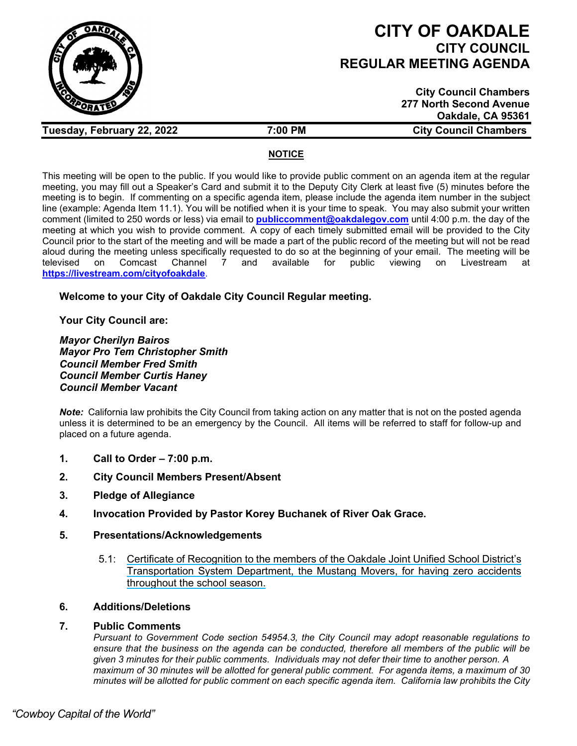# CITY OF OAKDALE
## CITY COUNCIL
## REGULAR MEETING AGENDA

**City Council Chambers**
**277 North Second Avenue**
**Oakdale, CA 95361**

**Tuesday, February 22, 2022** | **7:00 PM** | **City Council Chambers**

**NOTICE**

This meeting will be open to the public. If you would like to provide public comment on an agenda item at the regular meeting, you may fill out a Speaker's Card and submit it to the Deputy City Clerk at least five (5) minutes before the meeting is to begin. If commenting on a specific agenda item, please include the agenda item number in the subject line (example: Agenda Item 11.1). You will be notified when it is your time to speak. You may also submit your written comment (limited to 250 words or less) via email to **publiccomment@oakdalegov.com** until 4:00 p.m. the day of the meeting at which you wish to provide comment. A copy of each timely submitted email will be provided to the City Council prior to the start of the meeting and will be made a part of the public record of the meeting but will not be read aloud during the meeting unless specifically requested to do so at the beginning of your email. The meeting will be televised on Comcast Channel 7 and available for public viewing on Livestream at **https://livestream.com/cityofoakdale**.

**Welcome to your City of Oakdale City Council Regular meeting.**

**Your City Council are:**

***Mayor Cherilyn Bairos***
***Mayor Pro Tem Christopher Smith***
***Council Member Fred Smith***
***Council Member Curtis Haney***
***Council Member Vacant***

***Note:*** California law prohibits the City Council from taking action on any matter that is not on the posted agenda unless it is determined to be an emergency by the Council. All items will be referred to staff for follow-up and placed on a future agenda.

**1. Call to Order – 7:00 p.m.**

**2. City Council Members Present/Absent**

**3. Pledge of Allegiance**

**4. Invocation Provided by Pastor Korey Buchanek of River Oak Grace.**

**5. Presentations/Acknowledgements**

5.1: Certificate of Recognition to the members of the Oakdale Joint Unified School District's Transportation System Department, the Mustang Movers, for having zero accidents throughout the school season.

**6. Additions/Deletions**

**7. Public Comments**

*Pursuant to Government Code section 54954.3, the City Council may adopt reasonable regulations to ensure that the business on the agenda can be conducted, therefore all members of the public will be given 3 minutes for their public comments. Individuals may not defer their time to another person. A maximum of 30 minutes will be allotted for general public comment. For agenda items, a maximum of 30 minutes will be allotted for public comment on each specific agenda item. California law prohibits the City*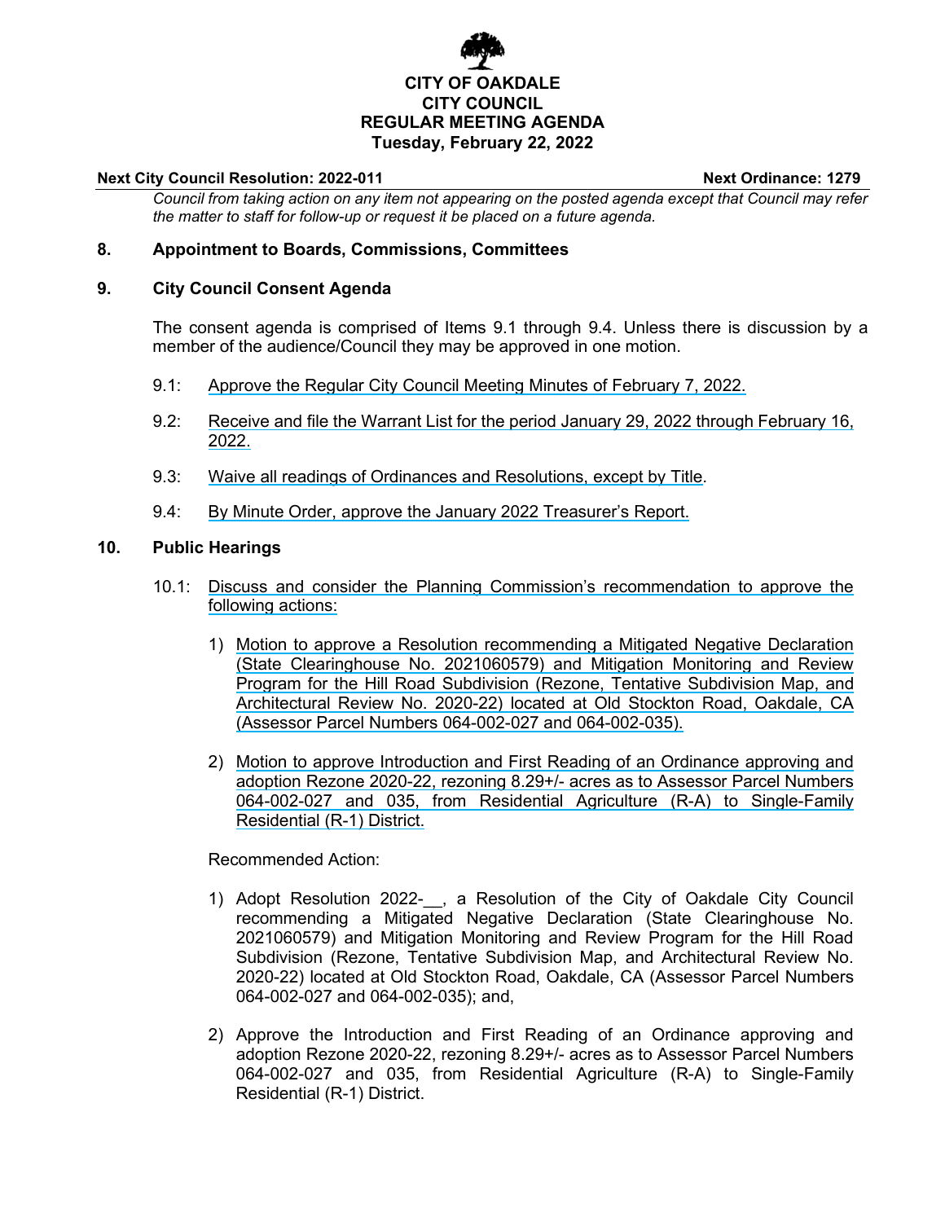**CITY OF OAKDALE**
**CITY COUNCIL**
**REGULAR MEETING AGENDA**
**Tuesday, February 22, 2022**

**Next City Council Resolution: 2022-011** **Next Ordinance: 1279**

*Council from taking action on any item not appearing on the posted agenda except that Council may refer the matter to staff for follow-up or request it be placed on a future agenda.*

## 8. Appointment to Boards, Commissions, Committees

## 9. City Council Consent Agenda

The consent agenda is comprised of Items 9.1 through 9.4. Unless there is discussion by a member of the audience/Council they may be approved in one motion.

9.1: Approve the Regular City Council Meeting Minutes of February 7, 2022.

9.2: Receive and file the Warrant List for the period January 29, 2022 through February 16, 2022.

9.3: Waive all readings of Ordinances and Resolutions, except by Title.

9.4: By Minute Order, approve the January 2022 Treasurer's Report.

## 10. Public Hearings

10.1: Discuss and consider the Planning Commission's recommendation to approve the following actions:

1) Motion to approve a Resolution recommending a Mitigated Negative Declaration (State Clearinghouse No. 2021060579) and Mitigation Monitoring and Review Program for the Hill Road Subdivision (Rezone, Tentative Subdivision Map, and Architectural Review No. 2020-22) located at Old Stockton Road, Oakdale, CA (Assessor Parcel Numbers 064-002-027 and 064-002-035).

2) Motion to approve Introduction and First Reading of an Ordinance approving and adoption Rezone 2020-22, rezoning 8.29+/- acres as to Assessor Parcel Numbers 064-002-027 and 035, from Residential Agriculture (R-A) to Single-Family Residential (R-1) District.

Recommended Action:

1) Adopt Resolution 2022-__, a Resolution of the City of Oakdale City Council recommending a Mitigated Negative Declaration (State Clearinghouse No. 2021060579) and Mitigation Monitoring and Review Program for the Hill Road Subdivision (Rezone, Tentative Subdivision Map, and Architectural Review No. 2020-22) located at Old Stockton Road, Oakdale, CA (Assessor Parcel Numbers 064-002-027 and 064-002-035); and,

2) Approve the Introduction and First Reading of an Ordinance approving and adoption Rezone 2020-22, rezoning 8.29+/- acres as to Assessor Parcel Numbers 064-002-027 and 035, from Residential Agriculture (R-A) to Single-Family Residential (R-1) District.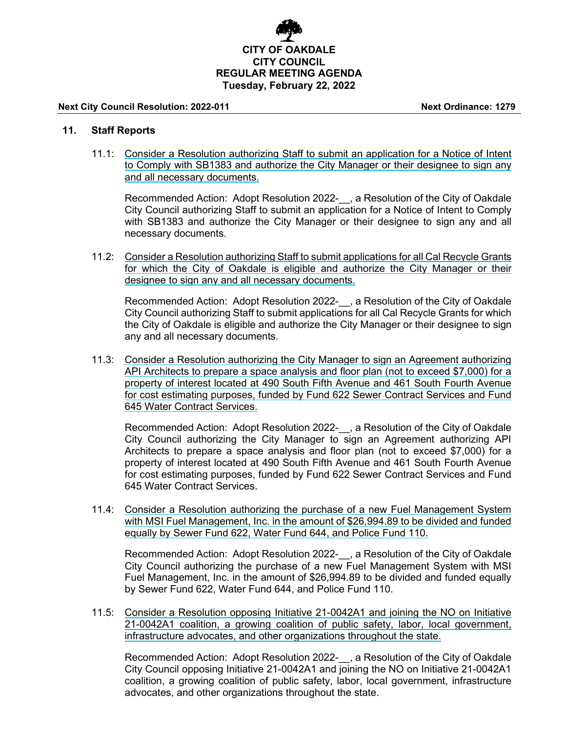**CITY OF OAKDALE**
**CITY COUNCIL**
**REGULAR MEETING AGENDA**
**Tuesday, February 22, 2022**

**Next City Council Resolution: 2022-011** **Next Ordinance: 1279**

## 11. Staff Reports

11.1: Consider a Resolution authorizing Staff to submit an application for a Notice of Intent to Comply with SB1383 and authorize the City Manager or their designee to sign any and all necessary documents.

Recommended Action: Adopt Resolution 2022-__, a Resolution of the City of Oakdale City Council authorizing Staff to submit an application for a Notice of Intent to Comply with SB1383 and authorize the City Manager or their designee to sign any and all necessary documents.

11.2: Consider a Resolution authorizing Staff to submit applications for all Cal Recycle Grants for which the City of Oakdale is eligible and authorize the City Manager or their designee to sign any and all necessary documents.

Recommended Action: Adopt Resolution 2022-__, a Resolution of the City of Oakdale City Council authorizing Staff to submit applications for all Cal Recycle Grants for which the City of Oakdale is eligible and authorize the City Manager or their designee to sign any and all necessary documents.

11.3: Consider a Resolution authorizing the City Manager to sign an Agreement authorizing API Architects to prepare a space analysis and floor plan (not to exceed $7,000) for a property of interest located at 490 South Fifth Avenue and 461 South Fourth Avenue for cost estimating purposes, funded by Fund 622 Sewer Contract Services and Fund 645 Water Contract Services.

Recommended Action: Adopt Resolution 2022-__, a Resolution of the City of Oakdale City Council authorizing the City Manager to sign an Agreement authorizing API Architects to prepare a space analysis and floor plan (not to exceed $7,000) for a property of interest located at 490 South Fifth Avenue and 461 South Fourth Avenue for cost estimating purposes, funded by Fund 622 Sewer Contract Services and Fund 645 Water Contract Services.

11.4: Consider a Resolution authorizing the purchase of a new Fuel Management System with MSI Fuel Management, Inc. in the amount of $26,994.89 to be divided and funded equally by Sewer Fund 622, Water Fund 644, and Police Fund 110.

Recommended Action: Adopt Resolution 2022-__, a Resolution of the City of Oakdale City Council authorizing the purchase of a new Fuel Management System with MSI Fuel Management, Inc. in the amount of $26,994.89 to be divided and funded equally by Sewer Fund 622, Water Fund 644, and Police Fund 110.

11.5: Consider a Resolution opposing Initiative 21-0042A1 and joining the NO on Initiative 21-0042A1 coalition, a growing coalition of public safety, labor, local government, infrastructure advocates, and other organizations throughout the state.

Recommended Action: Adopt Resolution 2022-__, a Resolution of the City of Oakdale City Council opposing Initiative 21-0042A1 and joining the NO on Initiative 21-0042A1 coalition, a growing coalition of public safety, labor, local government, infrastructure advocates, and other organizations throughout the state.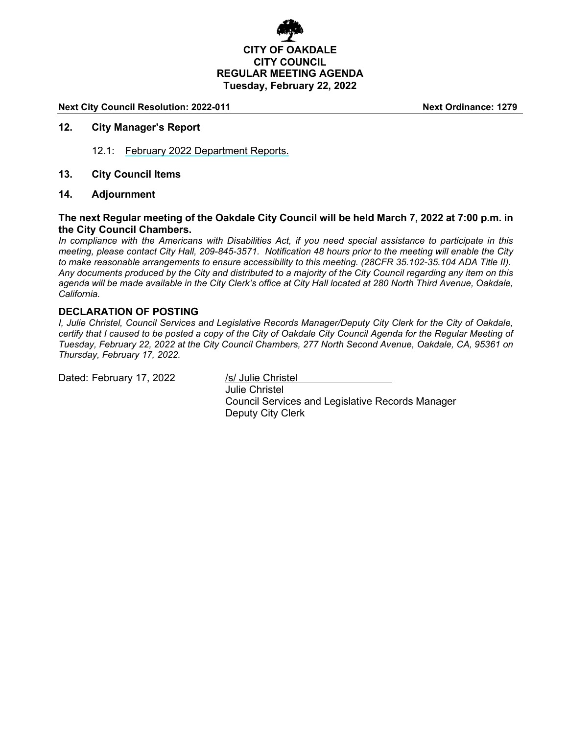**CITY OF OAKDALE**
**CITY COUNCIL**
**REGULAR MEETING AGENDA**
**Tuesday, February 22, 2022**

**Next City Council Resolution: 2022-011** **Next Ordinance: 1279**

## 12. City Manager's Report

12.1: February 2022 Department Reports.

## 13. City Council Items

## 14. Adjournment

**The next Regular meeting of the Oakdale City Council will be held March 7, 2022 at 7:00 p.m. in the City Council Chambers.**

*In compliance with the Americans with Disabilities Act, if you need special assistance to participate in this meeting, please contact City Hall, 209-845-3571. Notification 48 hours prior to the meeting will enable the City to make reasonable arrangements to ensure accessibility to this meeting. (28CFR 35.102-35.104 ADA Title II). Any documents produced by the City and distributed to a majority of the City Council regarding any item on this agenda will be made available in the City Clerk's office at City Hall located at 280 North Third Avenue, Oakdale, California.*

## DECLARATION OF POSTING

*I, Julie Christel, Council Services and Legislative Records Manager/Deputy City Clerk for the City of Oakdale, certify that I caused to be posted a copy of the City of Oakdale City Council Agenda for the Regular Meeting of Tuesday, February 22, 2022 at the City Council Chambers, 277 North Second Avenue, Oakdale, CA, 95361 on Thursday, February 17, 2022.*

Dated: February 17, 2022

/s/ Julie Christel
Julie Christel
Council Services and Legislative Records Manager
Deputy City Clerk